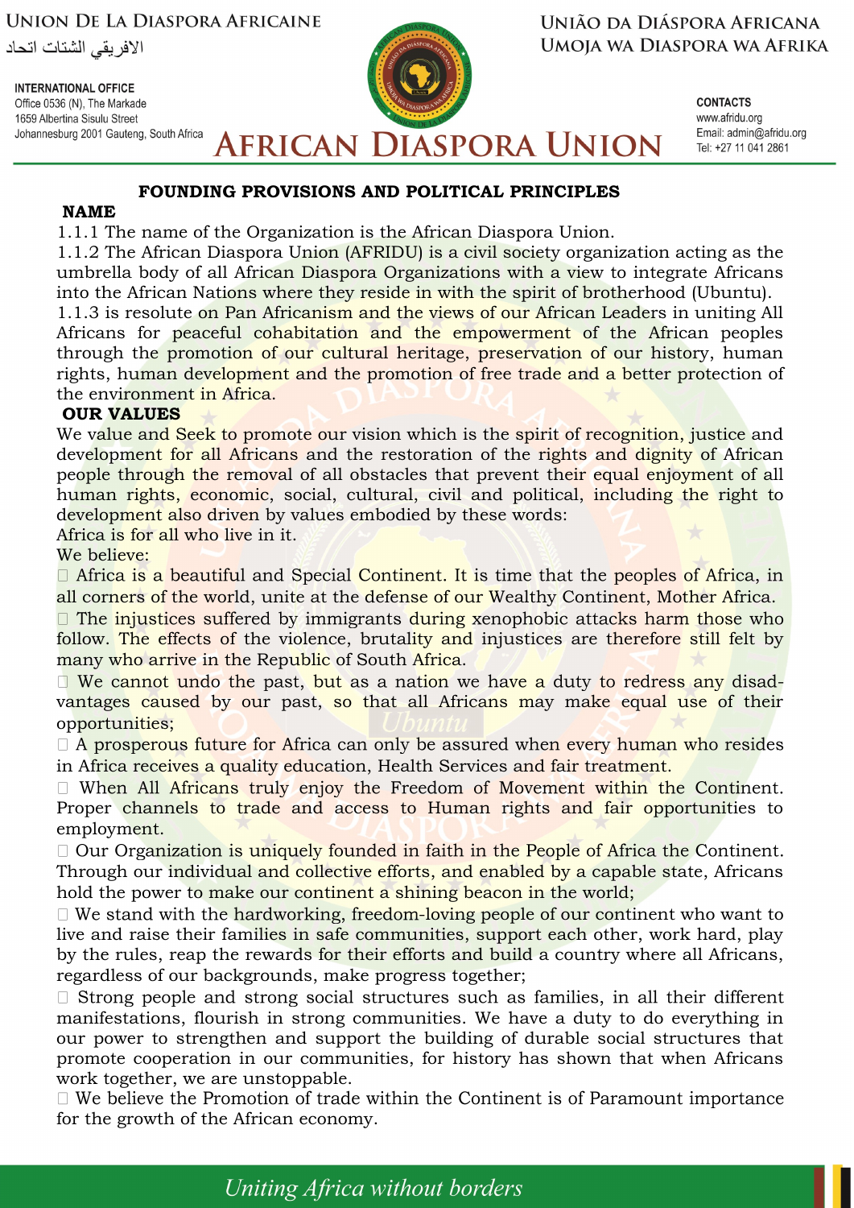# FOUNDING PROVISIONS AND POLITICAL PRINCIPLES

## NAME

1.1.1 The name of the Organization is the African Diaspora Union.

1.1.2 The African Diaspora Union (AFRIDU) is a civil society organization acting as the umbrella body of all African Diaspora Organizations with a view to integrate Africans into the African Nations where they reside in with the spirit of brotherhood (Ubuntu).

1.1.3 is resolute on Pan Africanism and the views of our African Leaders in uniting All Africans for peaceful cohabitation and the empowerment of the African peoples through the promotion of our cultural heritage, preservation of our history, human rights, human development and the promotion of free trade and a better protection of the environment in Africa.

## OUR VALUES

We value and Seek to promote our vision which is the spirit of recognition, justice and development for all Africans and the restoration of the rights and dignity of African people through the removal of all obstacles that prevent their equal enjoyment of all human rights, economic, social, cultural, civil and political, including the right to development also driven by values embodied by these words:

Africa is for all who live in it.

We believe:

- Africa is a beautiful and Special Continent. It is time that the peoples of Africa, in all corners of the world, unite at the defense of our Wealthy Continent, Mother Africa.
- The injustices suffered by immigrants during xenophobic attacks harm those who follow. The effects of the violence, brutality and injustices are therefore still felt by many who arrive in the Republic of South Africa.
- We cannot undo the past, but as a nation we have a duty to redress any disadvantages caused by our past, so that all Africans may make equal use of their opportunities;
- A prosperous future for Africa can only be assured when every human who resides in Africa receives a quality education, Health Services and fair treatment.
- When All Africans truly enjoy the Freedom of Movement within the Continent. Proper channels to trade and access to Human rights and fair opportunities to employment.
- Our Organization is uniquely founded in faith in the People of Africa the Continent. Through our individual and collective efforts, and enabled by a capable state, Africans hold the power to make our continent a shining beacon in the world;
- We stand with the hardworking, freedom-loving people of our continent who want to live and raise their families in safe communities, support each other, work hard, play by the rules, reap the rewards for their efforts and build a country where all Africans, regardless of our backgrounds, make progress together;
- Strong people and strong social structures such as families, in all their different manifestations, flourish in strong communities. We have a duty to do everything in our power to strengthen and support the building of durable social structures that promote cooperation in our communities, for history has shown that when Africans work together, we are unstoppable.
- We believe the Promotion of trade within the Continent is of Paramount importance for the growth of the African economy.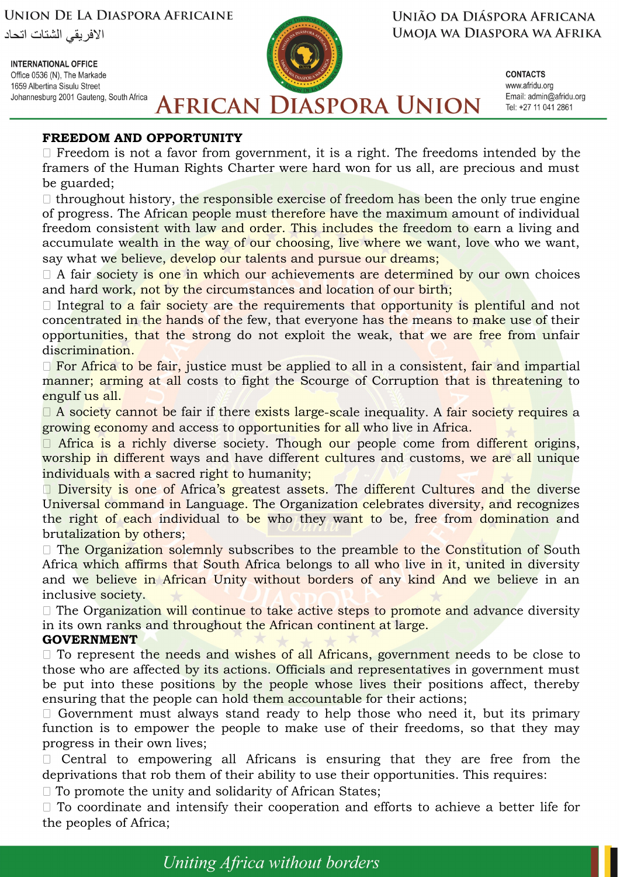**FREEDOM AND OPPORTUNITY**

- Freedom is not a favor from government, it is a right. The freedoms intended by the framers of the Human Rights Charter were hard won for us all, are precious and must be guarded;
- throughout history, the responsible exercise of freedom has been the only true engine of progress. The African people must therefore have the maximum amount of individual freedom consistent with law and order. This includes the freedom to earn a living and accumulate wealth in the way of our choosing, live where we want, love who we want, say what we believe, develop our talents and pursue our dreams;
- A fair society is one in which our achievements are determined by our own choices and hard work, not by the circumstances and location of our birth;
- Integral to a fair society are the requirements that opportunity is plentiful and not concentrated in the hands of the few, that everyone has the means to make use of their opportunities, that the strong do not exploit the weak, that we are free from unfair discrimination.
- For Africa to be fair, justice must be applied to all in a consistent, fair and impartial manner; arming at all costs to fight the Scourge of Corruption that is threatening to engulf us all.
- A society cannot be fair if there exists large-scale inequality. A fair society requires a growing economy and access to opportunities for all who live in Africa.
- Africa is a richly diverse society. Though our people come from different origins, worship in different ways and have different cultures and customs, we are all unique individuals with a sacred right to humanity;
- Diversity is one of Africa's greatest assets. The different Cultures and the diverse Universal command in Language. The Organization celebrates diversity, and recognizes the right of each individual to be who they want to be, free from domination and brutalization by others;
- The Organization solemnly subscribes to the preamble to the Constitution of South Africa which affirms that South Africa belongs to all who live in it, united in diversity and we believe in African Unity without borders of any kind And we believe in an inclusive society.
- The Organization will continue to take active steps to promote and advance diversity in its own ranks and throughout the African continent at large.

**GOVERNMENT**

- To represent the needs and wishes of all Africans, government needs to be close to those who are affected by its actions. Officials and representatives in government must be put into these positions by the people whose lives their positions affect, thereby ensuring that the people can hold them accountable for their actions;
- Government must always stand ready to help those who need it, but its primary function is to empower the people to make use of their freedoms, so that they may progress in their own lives;
- Central to empowering all Africans is ensuring that they are free from the deprivations that rob them of their ability to use their opportunities. This requires:
- To promote the unity and solidarity of African States;
- To coordinate and intensify their cooperation and efforts to achieve a better life for the peoples of Africa;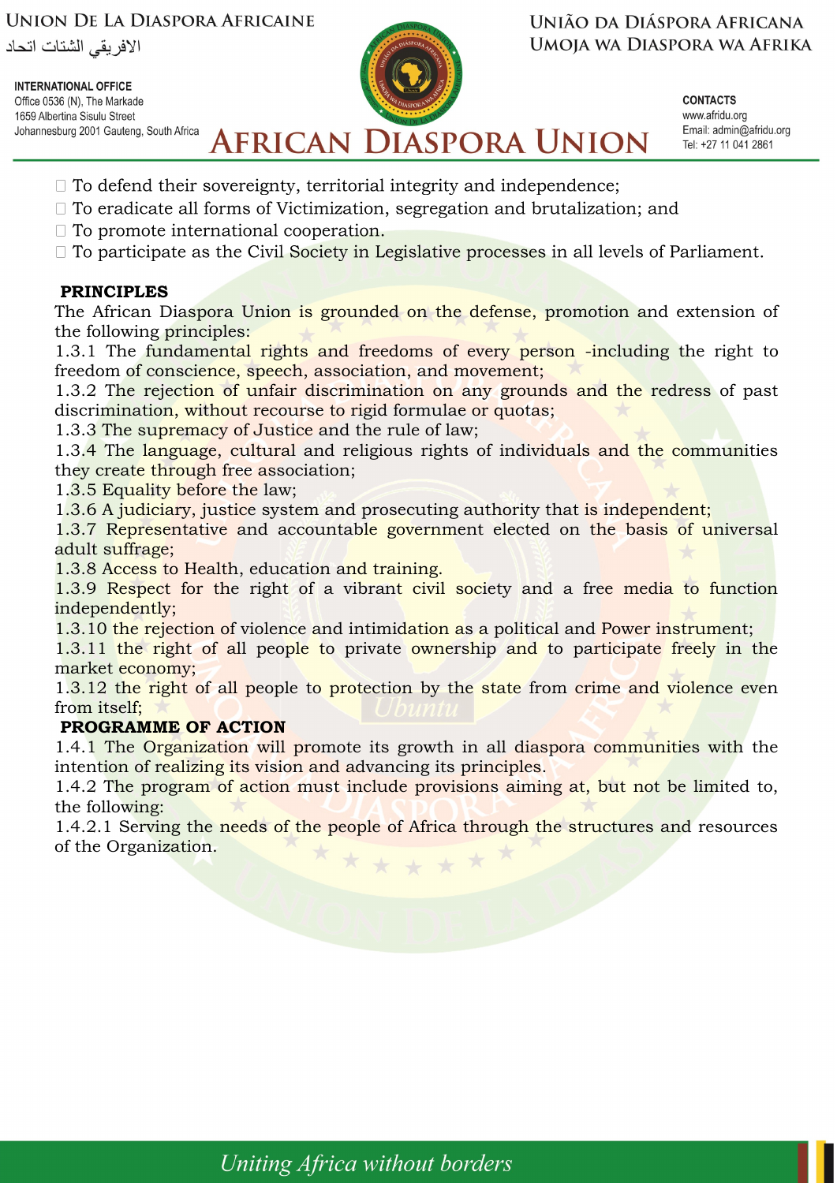- To defend their sovereignty, territorial integrity and independence;
- To eradicate all forms of Victimization, segregation and brutalization; and
- To promote international cooperation.
- To participate as the Civil Society in Legislative processes in all levels of Parliament.

**PRINCIPLES**

The African Diaspora Union is grounded on the defense, promotion and extension of the following principles:

1.3.1 The fundamental rights and freedoms of every person -including the right to freedom of conscience, speech, association, and movement;

1.3.2 The rejection of unfair discrimination on any grounds and the redress of past discrimination, without recourse to rigid formulae or quotas;

1.3.3 The supremacy of Justice and the rule of law;

1.3.4 The language, cultural and religious rights of individuals and the communities they create through free association;

1.3.5 Equality before the law;

1.3.6 A judiciary, justice system and prosecuting authority that is independent;

1.3.7 Representative and accountable government elected on the basis of universal adult suffrage;

1.3.8 Access to Health, education and training.

1.3.9 Respect for the right of a vibrant civil society and a free media to function independently;

1.3.10 the rejection of violence and intimidation as a political and Power instrument;

1.3.11 the right of all people to private ownership and to participate freely in the market economy;

1.3.12 the right of all people to protection by the state from crime and violence even from itself;

**PROGRAMME OF ACTION**

1.4.1 The Organization will promote its growth in all diaspora communities with the intention of realizing its vision and advancing its principles.

1.4.2 The program of action must include provisions aiming at, but not be limited to, the following:

1.4.2.1 Serving the needs of the people of Africa through the structures and resources of the Organization.